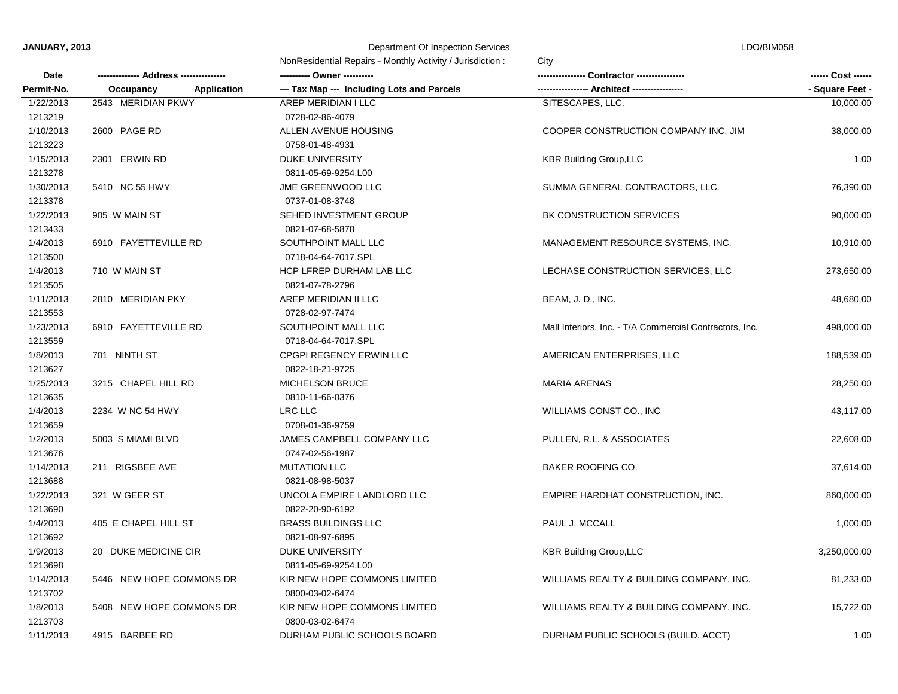JANUARY, 2013 — Department Of Inspection Services — LDO/BIM058

NonResidential Repairs - Monthly Activity / Jurisdiction : City

| Date / Permit-No. | Address / Occupancy Application | Owner / Tax Map --- Including Lots and Parcels | Contractor / Architect | Cost / Square Feet |
|---|---|---|---|---|
| 1/22/2013<br>1213219 | 2543 MERIDIAN PKWY | AREP MERIDIAN I LLC<br>0728-02-86-4079 | SITESCAPES, LLC. | 10,000.00 |
| 1/10/2013<br>1213223 | 2600 PAGE RD | ALLEN AVENUE HOUSING<br>0758-01-48-4931 | COOPER CONSTRUCTION COMPANY INC, JIM | 38,000.00 |
| 1/15/2013<br>1213278 | 2301 ERWIN RD | DUKE UNIVERSITY<br>0811-05-69-9254.L00 | KBR Building Group,LLC | 1.00 |
| 1/30/2013<br>1213378 | 5410 NC 55 HWY | JME GREENWOOD LLC<br>0737-01-08-3748 | SUMMA GENERAL CONTRACTORS, LLC. | 76,390.00 |
| 1/22/2013<br>1213433 | 905 W MAIN ST | SEHED INVESTMENT GROUP<br>0821-07-68-5878 | BK CONSTRUCTION SERVICES | 90,000.00 |
| 1/4/2013<br>1213500 | 6910 FAYETTEVILLE RD | SOUTHPOINT MALL LLC<br>0718-04-64-7017.SPL | MANAGEMENT RESOURCE SYSTEMS, INC. | 10,910.00 |
| 1/4/2013<br>1213505 | 710 W MAIN ST | HCP LFREP DURHAM LAB LLC<br>0821-07-78-2796 | LECHASE CONSTRUCTION SERVICES, LLC | 273,650.00 |
| 1/11/2013<br>1213553 | 2810 MERIDIAN PKY | AREP MERIDIAN II LLC<br>0728-02-97-7474 | BEAM, J. D., INC. | 48,680.00 |
| 1/23/2013<br>1213559 | 6910 FAYETTEVILLE RD | SOUTHPOINT MALL LLC<br>0718-04-64-7017.SPL | Mall Interiors, Inc. - T/A Commercial Contractors, Inc. | 498,000.00 |
| 1/8/2013<br>1213627 | 701 NINTH ST | CPGPI REGENCY ERWIN LLC<br>0822-18-21-9725 | AMERICAN ENTERPRISES, LLC | 188,539.00 |
| 1/25/2013<br>1213635 | 3215 CHAPEL HILL RD | MICHELSON BRUCE<br>0810-11-66-0376 | MARIA ARENAS | 28,250.00 |
| 1/4/2013<br>1213659 | 2234 W NC 54 HWY | LRC LLC<br>0708-01-36-9759 | WILLIAMS CONST CO., INC | 43,117.00 |
| 1/2/2013<br>1213676 | 5003 S MIAMI BLVD | JAMES CAMPBELL COMPANY LLC<br>0747-02-56-1987 | PULLEN, R.L. & ASSOCIATES | 22,608.00 |
| 1/14/2013<br>1213688 | 211 RIGSBEE AVE | MUTATION LLC<br>0821-08-98-5037 | BAKER ROOFING CO. | 37,614.00 |
| 1/22/2013<br>1213690 | 321 W GEER ST | UNCOLA EMPIRE LANDLORD LLC<br>0822-20-90-6192 | EMPIRE HARDHAT CONSTRUCTION, INC. | 860,000.00 |
| 1/4/2013<br>1213692 | 405 E CHAPEL HILL ST | BRASS BUILDINGS LLC<br>0821-08-97-6895 | PAUL J. MCCALL | 1,000.00 |
| 1/9/2013<br>1213698 | 20 DUKE MEDICINE CIR | DUKE UNIVERSITY<br>0811-05-69-9254.L00 | KBR Building Group,LLC | 3,250,000.00 |
| 1/14/2013<br>1213702 | 5446 NEW HOPE COMMONS DR | KIR NEW HOPE COMMONS LIMITED<br>0800-03-02-6474 | WILLIAMS REALTY & BUILDING COMPANY, INC. | 81,233.00 |
| 1/8/2013<br>1213703 | 5408 NEW HOPE COMMONS DR | KIR NEW HOPE COMMONS LIMITED<br>0800-03-02-6474 | WILLIAMS REALTY & BUILDING COMPANY, INC. | 15,722.00 |
| 1/11/2013 | 4915 BARBEE RD | DURHAM PUBLIC SCHOOLS BOARD | DURHAM PUBLIC SCHOOLS (BUILD. ACCT) | 1.00 |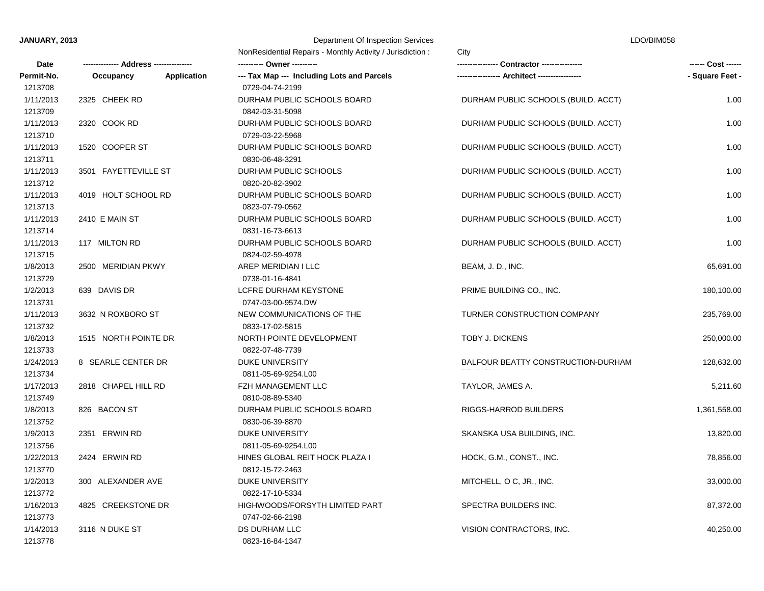**JANUARY, 2013**

Department Of Inspection Services

NonResidential Repairs - Monthly Activity / Jurisdiction : City

LDO/BIM058

| Date / Permit-No. | Address / Occupancy / Application | Owner / Tax Map --- Including Lots and Parcels | Contractor / Architect | Cost / Square Feet |
|---|---|---|---|---|
| 1213708 | | 0729-04-74-2199 | | |
| 1/11/2013 | 2325 CHEEK RD | DURHAM PUBLIC SCHOOLS BOARD | DURHAM PUBLIC SCHOOLS (BUILD. ACCT) | 1.00 |
| 1213709 | | 0842-03-31-5098 | | |
| 1/11/2013 | 2320 COOK RD | DURHAM PUBLIC SCHOOLS BOARD | DURHAM PUBLIC SCHOOLS (BUILD. ACCT) | 1.00 |
| 1213710 | | 0729-03-22-5968 | | |
| 1/11/2013 | 1520 COOPER ST | DURHAM PUBLIC SCHOOLS BOARD | DURHAM PUBLIC SCHOOLS (BUILD. ACCT) | 1.00 |
| 1213711 | | 0830-06-48-3291 | | |
| 1/11/2013 | 3501 FAYETTEVILLE ST | DURHAM PUBLIC SCHOOLS | DURHAM PUBLIC SCHOOLS (BUILD. ACCT) | 1.00 |
| 1213712 | | 0820-20-82-3902 | | |
| 1/11/2013 | 4019 HOLT SCHOOL RD | DURHAM PUBLIC SCHOOLS BOARD | DURHAM PUBLIC SCHOOLS (BUILD. ACCT) | 1.00 |
| 1213713 | | 0823-07-79-0562 | | |
| 1/11/2013 | 2410 E MAIN ST | DURHAM PUBLIC SCHOOLS BOARD | DURHAM PUBLIC SCHOOLS (BUILD. ACCT) | 1.00 |
| 1213714 | | 0831-16-73-6613 | | |
| 1/11/2013 | 117 MILTON RD | DURHAM PUBLIC SCHOOLS BOARD | DURHAM PUBLIC SCHOOLS (BUILD. ACCT) | 1.00 |
| 1213715 | | 0824-02-59-4978 | | |
| 1/8/2013 | 2500 MERIDIAN PKWY | AREP MERIDIAN I LLC | BEAM, J. D., INC. | 65,691.00 |
| 1213729 | | 0738-01-16-4841 | | |
| 1/2/2013 | 639 DAVIS DR | LCFRE DURHAM KEYSTONE | PRIME BUILDING CO., INC. | 180,100.00 |
| 1213731 | | 0747-03-00-9574.DW | | |
| 1/11/2013 | 3632 N ROXBORO ST | NEW COMMUNICATIONS OF THE | TURNER CONSTRUCTION COMPANY | 235,769.00 |
| 1213732 | | 0833-17-02-5815 | | |
| 1/8/2013 | 1515 NORTH POINTE DR | NORTH POINTE DEVELOPMENT | TOBY J. DICKENS | 250,000.00 |
| 1213733 | | 0822-07-48-7739 | | |
| 1/24/2013 | 8 SEARLE CENTER DR | DUKE UNIVERSITY | BALFOUR BEATTY CONSTRUCTION-DURHAM BRANCH | 128,632.00 |
| 1213734 | | 0811-05-69-9254.L00 | | |
| 1/17/2013 | 2818 CHAPEL HILL RD | FZH MANAGEMENT LLC | TAYLOR, JAMES A. | 5,211.60 |
| 1213749 | | 0810-08-89-5340 | | |
| 1/8/2013 | 826 BACON ST | DURHAM PUBLIC SCHOOLS BOARD | RIGGS-HARROD BUILDERS | 1,361,558.00 |
| 1213752 | | 0830-06-39-8870 | | |
| 1/9/2013 | 2351 ERWIN RD | DUKE UNIVERSITY | SKANSKA USA BUILDING, INC. | 13,820.00 |
| 1213756 | | 0811-05-69-9254.L00 | | |
| 1/22/2013 | 2424 ERWIN RD | HINES GLOBAL REIT HOCK PLAZA I | HOCK, G.M., CONST., INC. | 78,856.00 |
| 1213770 | | 0812-15-72-2463 | | |
| 1/2/2013 | 300 ALEXANDER AVE | DUKE UNIVERSITY | MITCHELL, O C, JR., INC. | 33,000.00 |
| 1213772 | | 0822-17-10-5334 | | |
| 1/16/2013 | 4825 CREEKSTONE DR | HIGHWOODS/FORSYTH LIMITED PART | SPECTRA BUILDERS INC. | 87,372.00 |
| 1213773 | | 0747-02-66-2198 | | |
| 1/14/2013 | 3116 N DUKE ST | DS DURHAM LLC | VISION CONTRACTORS, INC. | 40,250.00 |
| 1213778 | | 0823-16-84-1347 | | |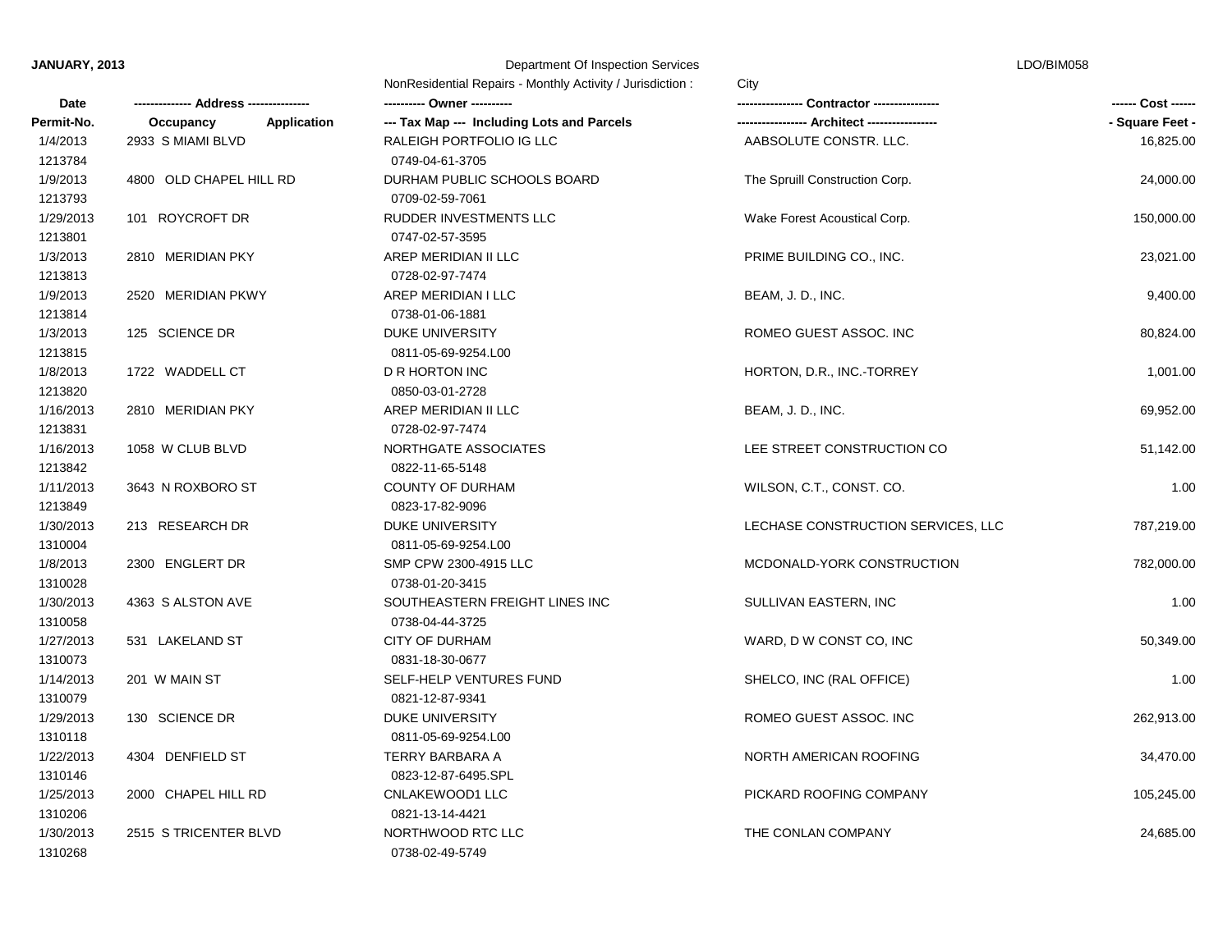**JANUARY, 2013** Department Of Inspection Services LDO/BIM058

NonResidential Repairs - Monthly Activity / Jurisdiction : City

| Date / Permit-No. | Address / Occupancy / Application | Owner / Tax Map --- Including Lots and Parcels | Contractor / Architect | Cost / Square Feet |
|---|---|---|---|---|
| 1/4/2013<br>1213784 | 2933 S MIAMI BLVD | RALEIGH PORTFOLIO IG LLC<br>0749-04-61-3705 | AABSOLUTE CONSTR. LLC. | 16,825.00 |
| 1/9/2013<br>1213793 | 4800 OLD CHAPEL HILL RD | DURHAM PUBLIC SCHOOLS BOARD<br>0709-02-59-7061 | The Spruill Construction Corp. | 24,000.00 |
| 1/29/2013<br>1213801 | 101 ROYCROFT DR | RUDDER INVESTMENTS LLC<br>0747-02-57-3595 | Wake Forest Acoustical Corp. | 150,000.00 |
| 1/3/2013<br>1213813 | 2810 MERIDIAN PKY | AREP MERIDIAN II LLC<br>0728-02-97-7474 | PRIME BUILDING CO., INC. | 23,021.00 |
| 1/9/2013<br>1213814 | 2520 MERIDIAN PKWY | AREP MERIDIAN I LLC<br>0738-01-06-1881 | BEAM, J. D., INC. | 9,400.00 |
| 1/3/2013<br>1213815 | 125 SCIENCE DR | DUKE UNIVERSITY<br>0811-05-69-9254.L00 | ROMEO GUEST ASSOC. INC | 80,824.00 |
| 1/8/2013<br>1213820 | 1722 WADDELL CT | D R HORTON INC<br>0850-03-01-2728 | HORTON, D.R., INC.-TORREY | 1,001.00 |
| 1/16/2013<br>1213831 | 2810 MERIDIAN PKY | AREP MERIDIAN II LLC<br>0728-02-97-7474 | BEAM, J. D., INC. | 69,952.00 |
| 1/16/2013<br>1213842 | 1058 W CLUB BLVD | NORTHGATE ASSOCIATES<br>0822-11-65-5148 | LEE STREET CONSTRUCTION CO | 51,142.00 |
| 1/11/2013<br>1213849 | 3643 N ROXBORO ST | COUNTY OF DURHAM<br>0823-17-82-9096 | WILSON, C.T., CONST. CO. | 1.00 |
| 1/30/2013<br>1310004 | 213 RESEARCH DR | DUKE UNIVERSITY<br>0811-05-69-9254.L00 | LECHASE CONSTRUCTION SERVICES, LLC | 787,219.00 |
| 1/8/2013<br>1310028 | 2300 ENGLERT DR | SMP CPW 2300-4915 LLC<br>0738-01-20-3415 | MCDONALD-YORK CONSTRUCTION | 782,000.00 |
| 1/30/2013<br>1310058 | 4363 S ALSTON AVE | SOUTHEASTERN FREIGHT LINES INC<br>0738-04-44-3725 | SULLIVAN EASTERN, INC | 1.00 |
| 1/27/2013<br>1310073 | 531 LAKELAND ST | CITY OF DURHAM<br>0831-18-30-0677 | WARD, D W CONST CO, INC | 50,349.00 |
| 1/14/2013<br>1310079 | 201 W MAIN ST | SELF-HELP VENTURES FUND<br>0821-12-87-9341 | SHELCO, INC (RAL OFFICE) | 1.00 |
| 1/29/2013<br>1310118 | 130 SCIENCE DR | DUKE UNIVERSITY<br>0811-05-69-9254.L00 | ROMEO GUEST ASSOC. INC | 262,913.00 |
| 1/22/2013<br>1310146 | 4304 DENFIELD ST | TERRY BARBARA A<br>0823-12-87-6495.SPL | NORTH AMERICAN ROOFING | 34,470.00 |
| 1/25/2013<br>1310206 | 2000 CHAPEL HILL RD | CNLAKEWOOD1 LLC<br>0821-13-14-4421 | PICKARD ROOFING COMPANY | 105,245.00 |
| 1/30/2013<br>1310268 | 2515 S TRICENTER BLVD | NORTHWOOD RTC LLC<br>0738-02-49-5749 | THE CONLAN COMPANY | 24,685.00 |